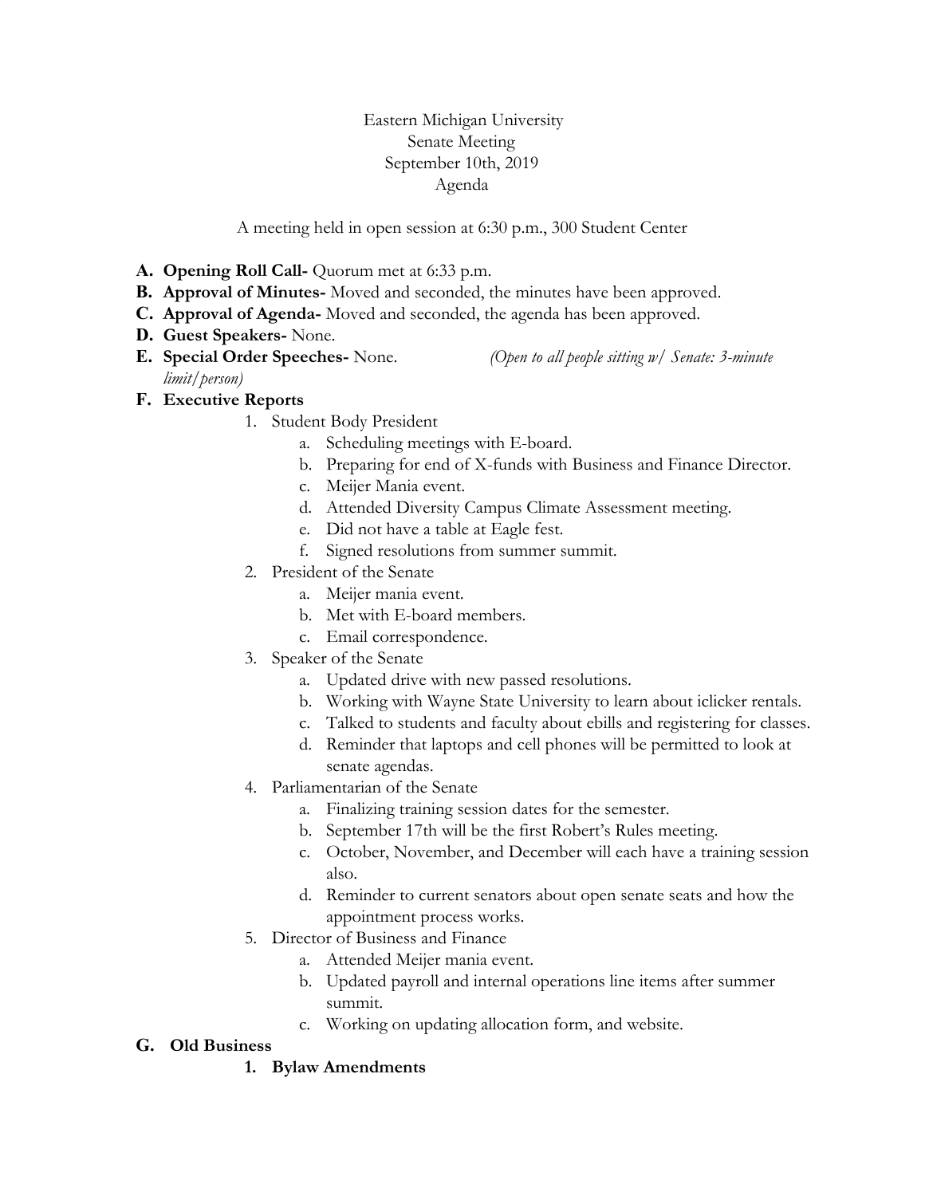Eastern Michigan University
Senate Meeting
September 10th, 2019
Agenda

A meeting held in open session at 6:30 p.m., 300 Student Center

**A. Opening Roll Call-** Quorum met at 6:33 p.m.

**B. Approval of Minutes-** Moved and seconded, the minutes have been approved.

**C. Approval of Agenda-** Moved and seconded, the agenda has been approved.

**D. Guest Speakers-** None.

**E. Special Order Speeches-** None. *(Open to all people sitting w/ Senate: 3-minute limit/person)*

**F. Executive Reports**

1. Student Body President
   a. Scheduling meetings with E-board.
   b. Preparing for end of X-funds with Business and Finance Director.
   c. Meijer Mania event.
   d. Attended Diversity Campus Climate Assessment meeting.
   e. Did not have a table at Eagle fest.
   f. Signed resolutions from summer summit.
2. President of the Senate
   a. Meijer mania event.
   b. Met with E-board members.
   c. Email correspondence.
3. Speaker of the Senate
   a. Updated drive with new passed resolutions.
   b. Working with Wayne State University to learn about iclicker rentals.
   c. Talked to students and faculty about ebills and registering for classes.
   d. Reminder that laptops and cell phones will be permitted to look at senate agendas.
4. Parliamentarian of the Senate
   a. Finalizing training session dates for the semester.
   b. September 17th will be the first Robert's Rules meeting.
   c. October, November, and December will each have a training session also.
   d. Reminder to current senators about open senate seats and how the appointment process works.
5. Director of Business and Finance
   a. Attended Meijer mania event.
   b. Updated payroll and internal operations line items after summer summit.
   c. Working on updating allocation form, and website.

**G. Old Business**

1. **Bylaw Amendments**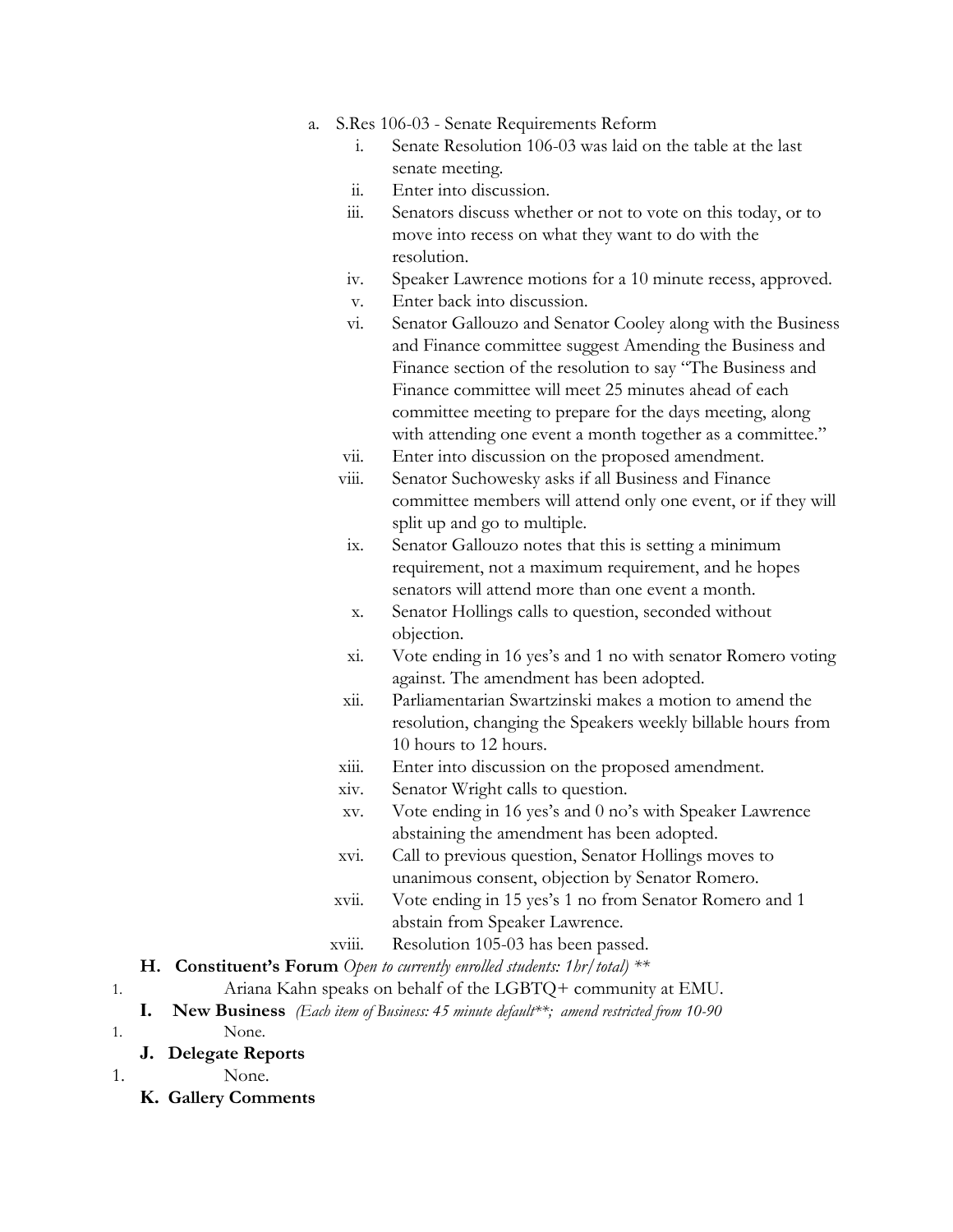a. S.Res 106-03 - Senate Requirements Reform
    i. Senate Resolution 106-03 was laid on the table at the last senate meeting.
    ii. Enter into discussion.
    iii. Senators discuss whether or not to vote on this today, or to move into recess on what they want to do with the resolution.
    iv. Speaker Lawrence motions for a 10 minute recess, approved.
    v. Enter back into discussion.
    vi. Senator Gallouzo and Senator Cooley along with the Business and Finance committee suggest Amending the Business and Finance section of the resolution to say "The Business and Finance committee will meet 25 minutes ahead of each committee meeting to prepare for the days meeting, along with attending one event a month together as a committee."
    vii. Enter into discussion on the proposed amendment.
    viii. Senator Suchowesky asks if all Business and Finance committee members will attend only one event, or if they will split up and go to multiple.
    ix. Senator Gallouzo notes that this is setting a minimum requirement, not a maximum requirement, and he hopes senators will attend more than one event a month.
    x. Senator Hollings calls to question, seconded without objection.
    xi. Vote ending in 16 yes's and 1 no with senator Romero voting against. The amendment has been adopted.
    xii. Parliamentarian Swartzinski makes a motion to amend the resolution, changing the Speakers weekly billable hours from 10 hours to 12 hours.
    xiii. Enter into discussion on the proposed amendment.
    xiv. Senator Wright calls to question.
    xv. Vote ending in 16 yes's and 0 no's with Speaker Lawrence abstaining the amendment has been adopted.
    xvi. Call to previous question, Senator Hollings moves to unanimous consent, objection by Senator Romero.
    xvii. Vote ending in 15 yes's 1 no from Senator Romero and 1 abstain from Speaker Lawrence.
    xviii. Resolution 105-03 has been passed.

**H. Constituent's Forum** *Open to currently enrolled students: 1hr/total) \*\**

1. Ariana Kahn speaks on behalf of the LGBTQ+ community at EMU.

**I. New Business** *(Each item of Business: 45 minute default\*\*; amend restricted from 10-90*

1. None.

**J. Delegate Reports**

1. None.

**K. Gallery Comments**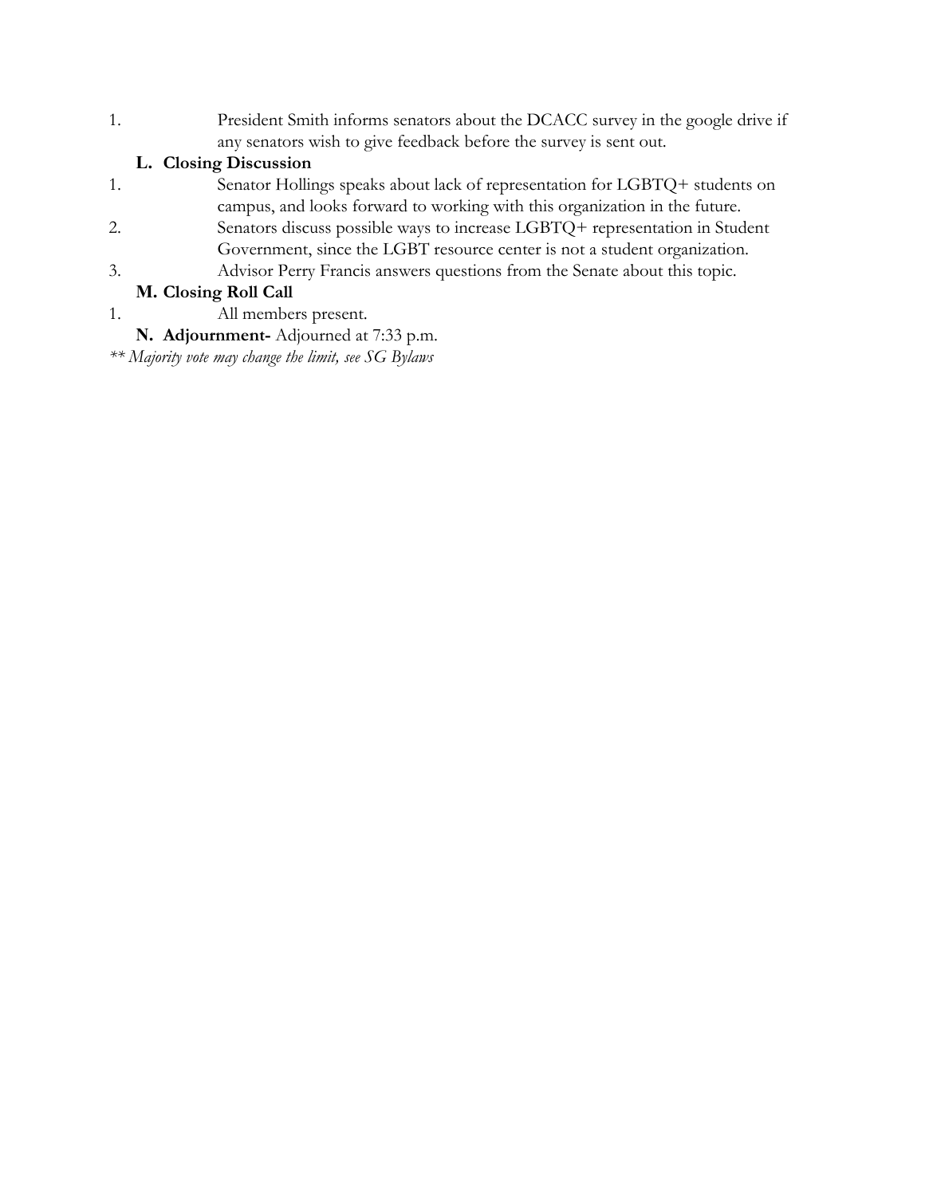1. President Smith informs senators about the DCACC survey in the google drive if any senators wish to give feedback before the survey is sent out.

**L. Closing Discussion**

1. Senator Hollings speaks about lack of representation for LGBTQ+ students on campus, and looks forward to working with this organization in the future.
2. Senators discuss possible ways to increase LGBTQ+ representation in Student Government, since the LGBT resource center is not a student organization.
3. Advisor Perry Francis answers questions from the Senate about this topic.

**M. Closing Roll Call**

1. All members present.

**N. Adjournment-** Adjourned at 7:33 p.m.

*** Majority vote may change the limit, see SG Bylaws*